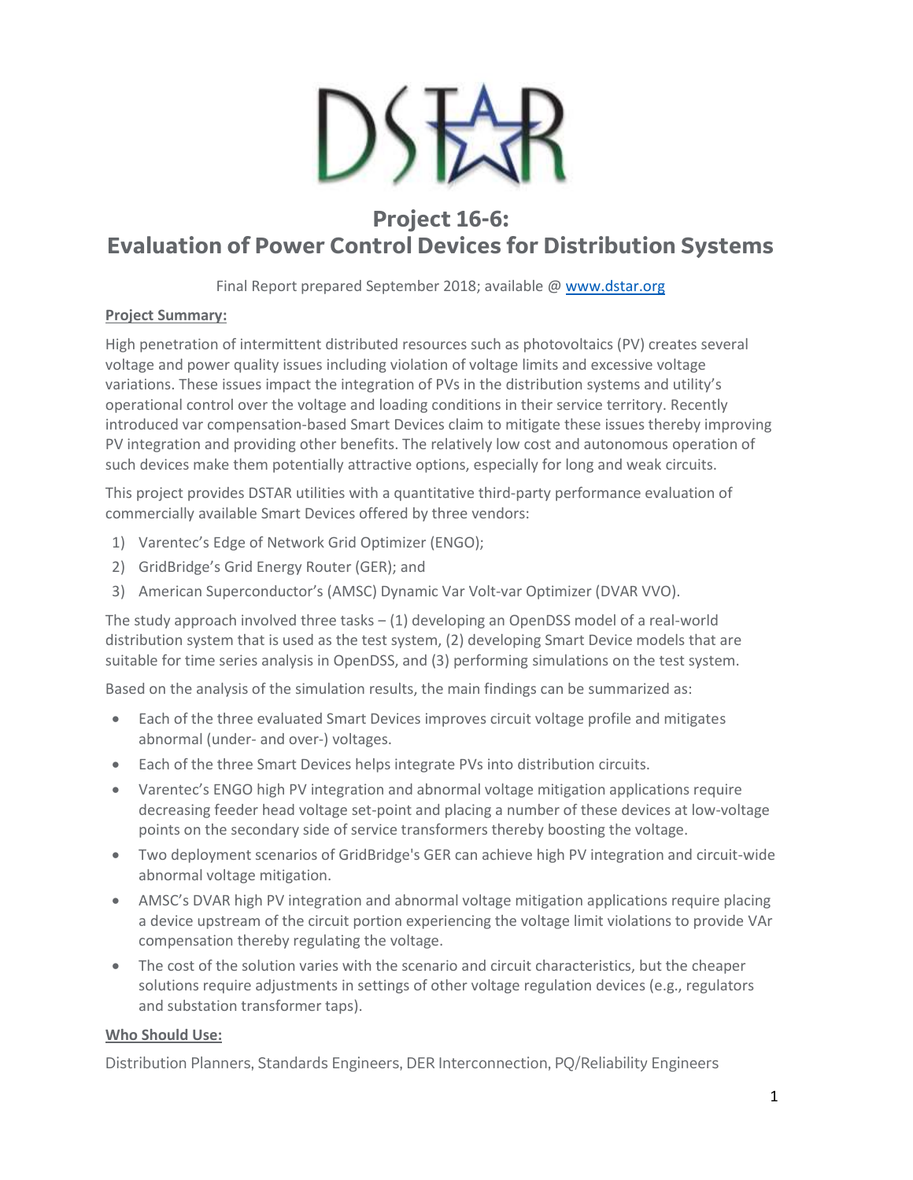# Project 16-6: Evaluation of Power Control Devices for Distribution Systems

Final Report prepared September 2018; available @ www.dstar.org

**Project Summary:**

High penetration of intermittent distributed resources such as photovoltaics (PV) creates several voltage and power quality issues including violation of voltage limits and excessive voltage variations. These issues impact the integration of PVs in the distribution systems and utility's operational control over the voltage and loading conditions in their service territory. Recently introduced var compensation-based Smart Devices claim to mitigate these issues thereby improving PV integration and providing other benefits. The relatively low cost and autonomous operation of such devices make them potentially attractive options, especially for long and weak circuits.

This project provides DSTAR utilities with a quantitative third-party performance evaluation of commercially available Smart Devices offered by three vendors:

1) Varentec's Edge of Network Grid Optimizer (ENGO);
2) GridBridge's Grid Energy Router (GER); and
3) American Superconductor's (AMSC) Dynamic Var Volt-var Optimizer (DVAR VVO).

The study approach involved three tasks – (1) developing an OpenDSS model of a real-world distribution system that is used as the test system, (2) developing Smart Device models that are suitable for time series analysis in OpenDSS, and (3) performing simulations on the test system.

Based on the analysis of the simulation results, the main findings can be summarized as:

- Each of the three evaluated Smart Devices improves circuit voltage profile and mitigates abnormal (under- and over-) voltages.
- Each of the three Smart Devices helps integrate PVs into distribution circuits.
- Varentec's ENGO high PV integration and abnormal voltage mitigation applications require decreasing feeder head voltage set-point and placing a number of these devices at low-voltage points on the secondary side of service transformers thereby boosting the voltage.
- Two deployment scenarios of GridBridge's GER can achieve high PV integration and circuit-wide abnormal voltage mitigation.
- AMSC's DVAR high PV integration and abnormal voltage mitigation applications require placing a device upstream of the circuit portion experiencing the voltage limit violations to provide VAr compensation thereby regulating the voltage.
- The cost of the solution varies with the scenario and circuit characteristics, but the cheaper solutions require adjustments in settings of other voltage regulation devices (e.g., regulators and substation transformer taps).

**Who Should Use:**

Distribution Planners, Standards Engineers, DER Interconnection, PQ/Reliability Engineers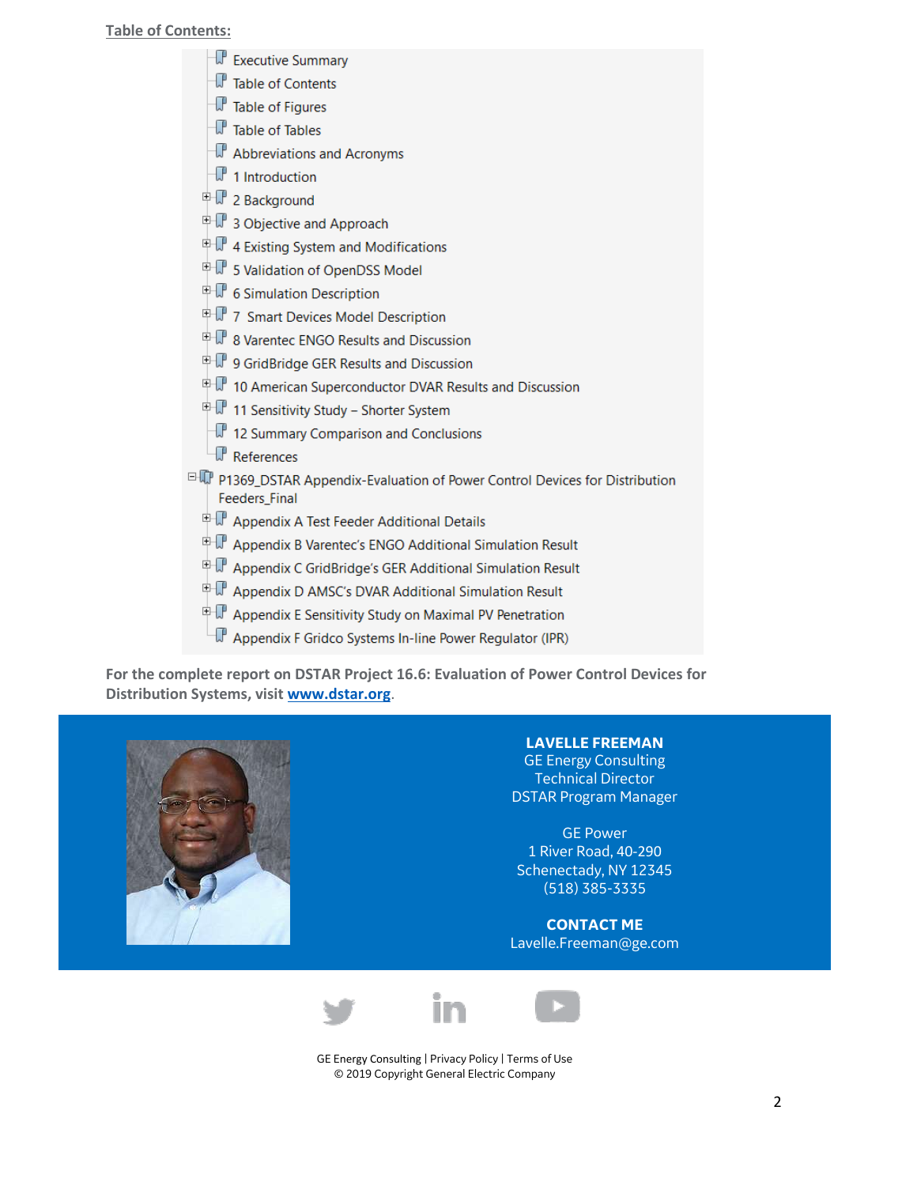**Table of Contents:**

- Executive Summary
- Table of Contents
- Table of Figures
- Table of Tables
- Abbreviations and Acronyms
- 1 Introduction
- 2 Background
- 3 Objective and Approach
- 4 Existing System and Modifications
- 5 Validation of OpenDSS Model
- 6 Simulation Description
- 7 Smart Devices Model Description
- 8 Varentec ENGO Results and Discussion
- 9 GridBridge GER Results and Discussion
- 10 American Superconductor DVAR Results and Discussion
- 11 Sensitivity Study – Shorter System
- 12 Summary Comparison and Conclusions
- References
- P1369_DSTAR Appendix-Evaluation of Power Control Devices for Distribution Feeders_Final
  - Appendix A Test Feeder Additional Details
  - Appendix B Varentec's ENGO Additional Simulation Result
  - Appendix C GridBridge's GER Additional Simulation Result
  - Appendix D AMSC's DVAR Additional Simulation Result
  - Appendix E Sensitivity Study on Maximal PV Penetration
  - Appendix F Gridco Systems In-line Power Regulator (IPR)

**For the complete report on DSTAR Project 16.6: Evaluation of Power Control Devices for Distribution Systems, visit [www.dstar.org](www.dstar.org).**

**LAVELLE FREEMAN**
GE Energy Consulting
Technical Director
DSTAR Program Manager

GE Power
1 River Road, 40-290
Schenectady, NY 12345
(518) 385-3335

**CONTACT ME**
Lavelle.Freeman@ge.com

GE Energy Consulting | Privacy Policy | Terms of Use
© 2019 Copyright General Electric Company